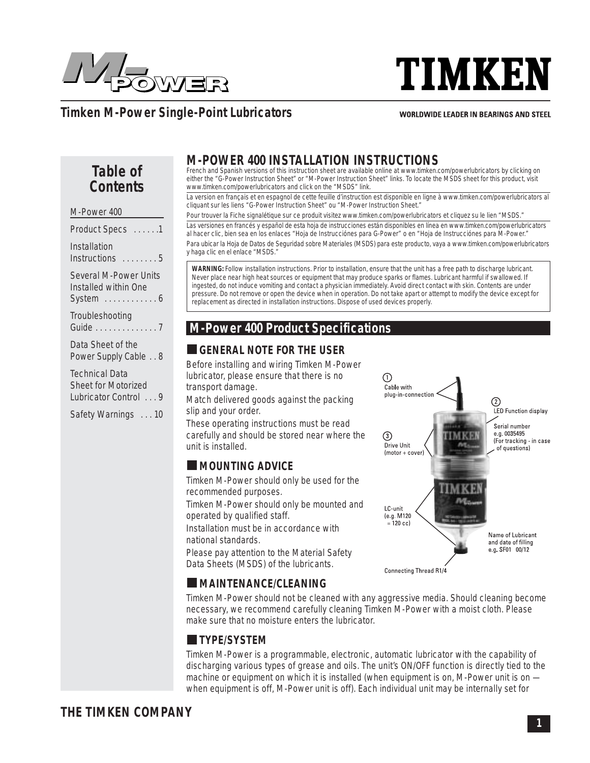# Timken M-Power Single-Point Lubricators

WORLDWIDE LEADER IN BEARINGS AND STEEL

## Table of Contents

M-Power 400

- Product Specs ......1
- Installation Instructions ........5
- Several M-Power Units Installed within One System ............6
- Troubleshooting Guide ..............7
- Data Sheet of the Power Supply Cable . . 8
- Technical Data Sheet for Motorized Lubricator Control . . . 9
- Safety Warnings . . . 10

# M-POWER 400 INSTALLATION INSTRUCTIONS

French and Spanish versions of this instruction sheet are available online at www.timken.com/powerlubricators by clicking on either the "G-Power Instruction Sheet" or "M-Power Instruction Sheet" links. To locate the MSDS sheet for this product, visit www.timken.com/powerlubricators and click on the "MSDS" link.

La version en français et en espagnol de cette feuille d'instruction est disponible en ligne à www.timken.com/powerlubricators al cliquant sur les liens "G-Power Instruction Sheet" ou "M-Power Instruction Sheet."

Pour trouver la Fiche signalétique sur ce produit visitez www.timken.com/powerlubricators et cliquez su le lien "MSDS."

Las versiones en francés y español de esta hoja de instrucciones están disponibles en línea en www.timken.com/powerlubricators al hacer clic, bien sea en los enlaces "Hoja de Instrucciónes para G-Power" o en "Hoja de Instrucciónes para M-Power."

Para ubicar la Hoja de Datos de Seguridad sobre Materiales (MSDS) para este producto, vaya a www.timken.com/powerlubricators y haga clic en el enlace "MSDS."

**WARNING:** Follow installation instructions. Prior to installation, ensure that the unit has a free path to discharge lubricant. Never place near high heat sources or equipment that may produce sparks or flames. Lubricant harmful if swallowed. If ingested, do not induce vomiting and contact a physician immediately. Avoid direct contact with skin. Contents are under pressure. Do not remove or open the device when in operation. Do not take apart or attempt to modify the device except for replacement as directed in installation instructions. Dispose of used devices properly.

## M-Power 400 Product Specifications

### GENERAL NOTE FOR THE USER

Before installing and wiring Timken M-Power lubricator, please ensure that there is no transport damage.

Match delivered goods against the packing slip and your order.

These operating instructions must be read carefully and should be stored near where the unit is installed.

① Cable with plug-in-connection

② LED Function display

Serial number e.g. 0035495 (For tracking - in case of questions)

③ Drive Unit (motor + cover)

LC-unit (e.g. M120 = 120 cc)

Name of Lubricant and date of filling e.g. SF01 00/12

Connecting Thread R1/4

### MOUNTING ADVICE

Timken M-Power should only be used for the recommended purposes.

Timken M-Power should only be mounted and operated by qualified staff.

Installation must be in accordance with national standards.

Please pay attention to the Material Safety Data Sheets (MSDS) of the lubricants.

### MAINTENANCE/CLEANING

Timken M-Power should not be cleaned with any aggressive media. Should cleaning become necessary, we recommend carefully cleaning Timken M-Power with a moist cloth. Please make sure that no moisture enters the lubricator.

### TYPE/SYSTEM

Timken M-Power is a programmable, electronic, automatic lubricator with the capability of discharging various types of grease and oils. The unit's ON/OFF function is directly tied to the machine or equipment on which it is installed (when equipment is on, M-Power unit is on — when equipment is off, M-Power unit is off). Each individual unit may be internally set for

THE TIMKEN COMPANY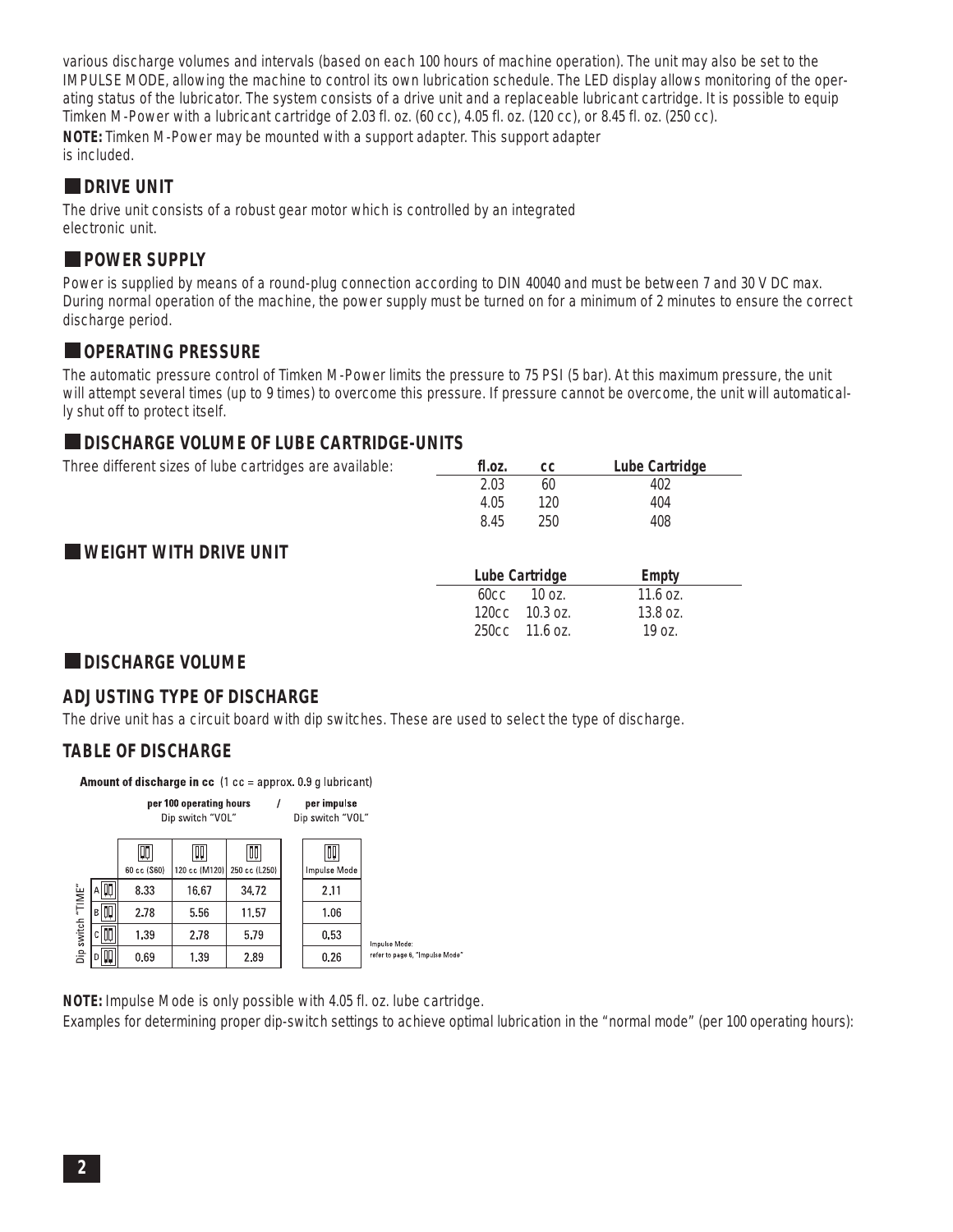various discharge volumes and intervals (based on each 100 hours of machine operation). The unit may also be set to the IMPULSE MODE, allowing the machine to control its own lubrication schedule. The LED display allows monitoring of the operating status of the lubricator. The system consists of a drive unit and a replaceable lubricant cartridge. It is possible to equip Timken M-Power with a lubricant cartridge of 2.03 fl. oz. (60 cc), 4.05 fl. oz. (120 cc), or 8.45 fl. oz. (250 cc).

**NOTE:** Timken M-Power may be mounted with a support adapter. This support adapter is included.

## DRIVE UNIT

The drive unit consists of a robust gear motor which is controlled by an integrated electronic unit.

## POWER SUPPLY

Power is supplied by means of a round-plug connection according to DIN 40040 and must be between 7 and 30 V DC max. During normal operation of the machine, the power supply must be turned on for a minimum of 2 minutes to ensure the correct discharge period.

## OPERATING PRESSURE

The automatic pressure control of Timken M-Power limits the pressure to 75 PSI (5 bar). At this maximum pressure, the unit will attempt several times (up to 9 times) to overcome this pressure. If pressure cannot be overcome, the unit will automatically shut off to protect itself.

## DISCHARGE VOLUME OF LUBE CARTRIDGE-UNITS

Three different sizes of lube cartridges are available:

| fl.oz. | cc | Lube Cartridge |
|---|---|---|
| 2.03 | 60 | 402 |
| 4.05 | 120 | 404 |
| 8.45 | 250 | 408 |

## WEIGHT WITH DRIVE UNIT

| Lube Cartridge | | Empty |
|---|---|---|
| 60cc | 10 oz. | 11.6 oz. |
| 120cc | 10.3 oz. | 13.8 oz. |
| 250cc | 11.6 oz. | 19 oz. |

## DISCHARGE VOLUME

### ADJUSTING TYPE OF DISCHARGE

The drive unit has a circuit board with dip switches. These are used to select the type of discharge.

### TABLE OF DISCHARGE

**Amount of discharge in cc** (1 cc = approx. 0.9 g lubricant)

| Dip switch "TIME" | per 100 operating hours / Dip switch "VOL" | | | per impulse / Dip switch "VOL" |
|---|---|---|---|---|
| | 60 cc (S60) | 120 cc (M120) | 250 cc (L250) | Impulse Mode |
| A | 8.33 | 16.67 | 34.72 | 2.11 |
| B | 2.78 | 5.56 | 11.57 | 1.06 |
| C | 1.39 | 2.78 | 5.79 | 0.53 |
| D | 0.69 | 1.39 | 2.89 | 0.26 |

Impulse Mode: refer to page 6, "Impulse Mode"

**NOTE:** Impulse Mode is only possible with 4.05 fl. oz. lube cartridge.

Examples for determining proper dip-switch settings to achieve optimal lubrication in the "normal mode" (per 100 operating hours):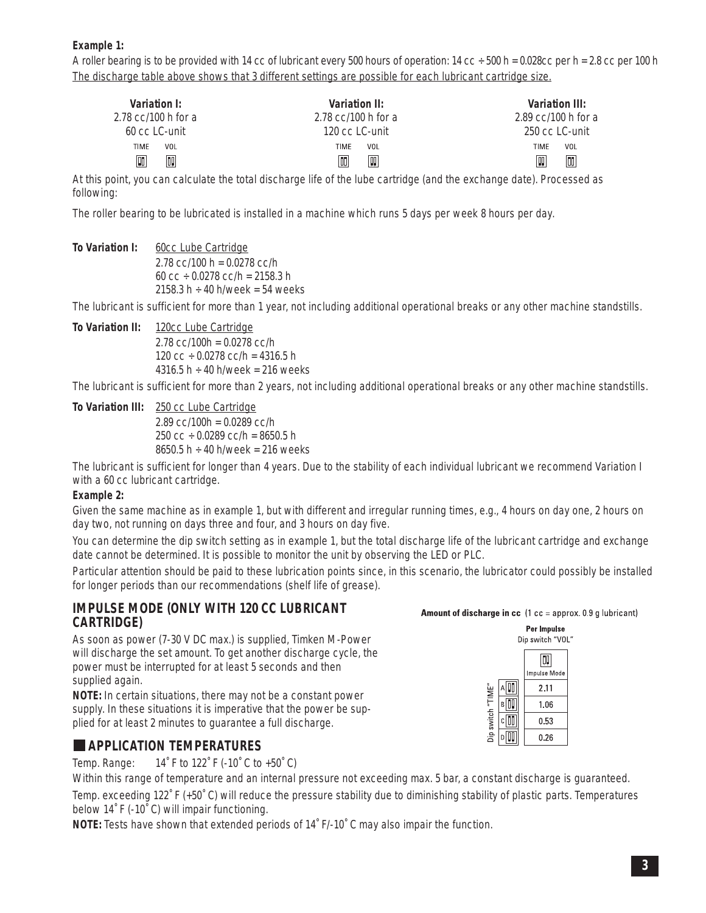**Example 1:**

A roller bearing is to be provided with 14 cc of lubricant every 500 hours of operation: 14 cc ÷ 500 h = 0.028cc per h = 2.8 cc per 100 h

<u>The discharge table above shows that 3 different settings are possible for each lubricant cartridge size.</u>

| Variation I: | Variation II: | Variation III: |
|---|---|---|
| 2.78 cc/100 h for a 60 cc LC-unit | 2.78 cc/100 h for a 120 cc LC-unit | 2.89 cc/100 h for a 250 cc LC-unit |
| TIME VOL | TIME VOL | TIME VOL |

At this point, you can calculate the total discharge life of the lube cartridge (and the exchange date). Processed as following:

The roller bearing to be lubricated is installed in a machine which runs 5 days per week 8 hours per day.

**To Variation I:** <u>60cc Lube Cartridge</u>

2.78 cc/100 h = 0.0278 cc/h
60 cc ÷ 0.0278 cc/h = 2158.3 h
2158.3 h ÷ 40 h/week = 54 weeks

The lubricant is sufficient for more than 1 year, not including additional operational breaks or any other machine standstills.

**To Variation II:** <u>120cc Lube Cartridge</u>

2.78 cc/100h = 0.0278 cc/h
120 cc ÷ 0.0278 cc/h = 4316.5 h
4316.5 h ÷ 40 h/week = 216 weeks

The lubricant is sufficient for more than 2 years, not including additional operational breaks or any other machine standstills.

**To Variation III:** <u>250 cc Lube Cartridge</u>

2.89 cc/100h = 0.0289 cc/h
250 cc ÷ 0.0289 cc/h = 8650.5 h
8650.5 h ÷ 40 h/week = 216 weeks

The lubricant is sufficient for longer than 4 years. Due to the stability of each individual lubricant we recommend Variation I with a 60 cc lubricant cartridge.

**Example 2:**

Given the same machine as in example 1, but with different and irregular running times, e.g., 4 hours on day one, 2 hours on day two, not running on days three and four, and 3 hours on day five.

You can determine the dip switch setting as in example 1, but the total discharge life of the lubricant cartridge and exchange date cannot be determined. It is possible to monitor the unit by observing the LED or PLC.

Particular attention should be paid to these lubrication points since, in this scenario, the lubricator could possibly be installed for longer periods than our recommendations (shelf life of grease).

## IMPULSE MODE (ONLY WITH 120 CC LUBRICANT CARTRIDGE)

As soon as power (7-30 V DC max.) is supplied, Timken M-Power will discharge the set amount. To get another discharge cycle, the power must be interrupted for at least 5 seconds and then supplied again.

**NOTE:** In certain situations, there may not be a constant power supply. In these situations it is imperative that the power be supplied for at least 2 minutes to guarantee a full discharge.

**Amount of discharge in cc** (1 cc = approx. 0.9 g lubricant)

| Dip switch "TIME" | Per Impulse – Dip switch "VOL" – Impulse Mode |
|---|---|
| A | 2.11 |
| B | 1.06 |
| C | 0.53 |
| D | 0.26 |

## APPLICATION TEMPERATURES

Temp. Range: 14˚ F to 122˚ F (-10˚ C to +50˚ C)

Within this range of temperature and an internal pressure not exceeding max. 5 bar, a constant discharge is guaranteed.

Temp. exceeding 122˚ F (+50˚ C) will reduce the pressure stability due to diminishing stability of plastic parts. Temperatures below 14˚ F (-10˚ C) will impair functioning.

**NOTE:** Tests have shown that extended periods of 14˚ F/-10˚ C may also impair the function.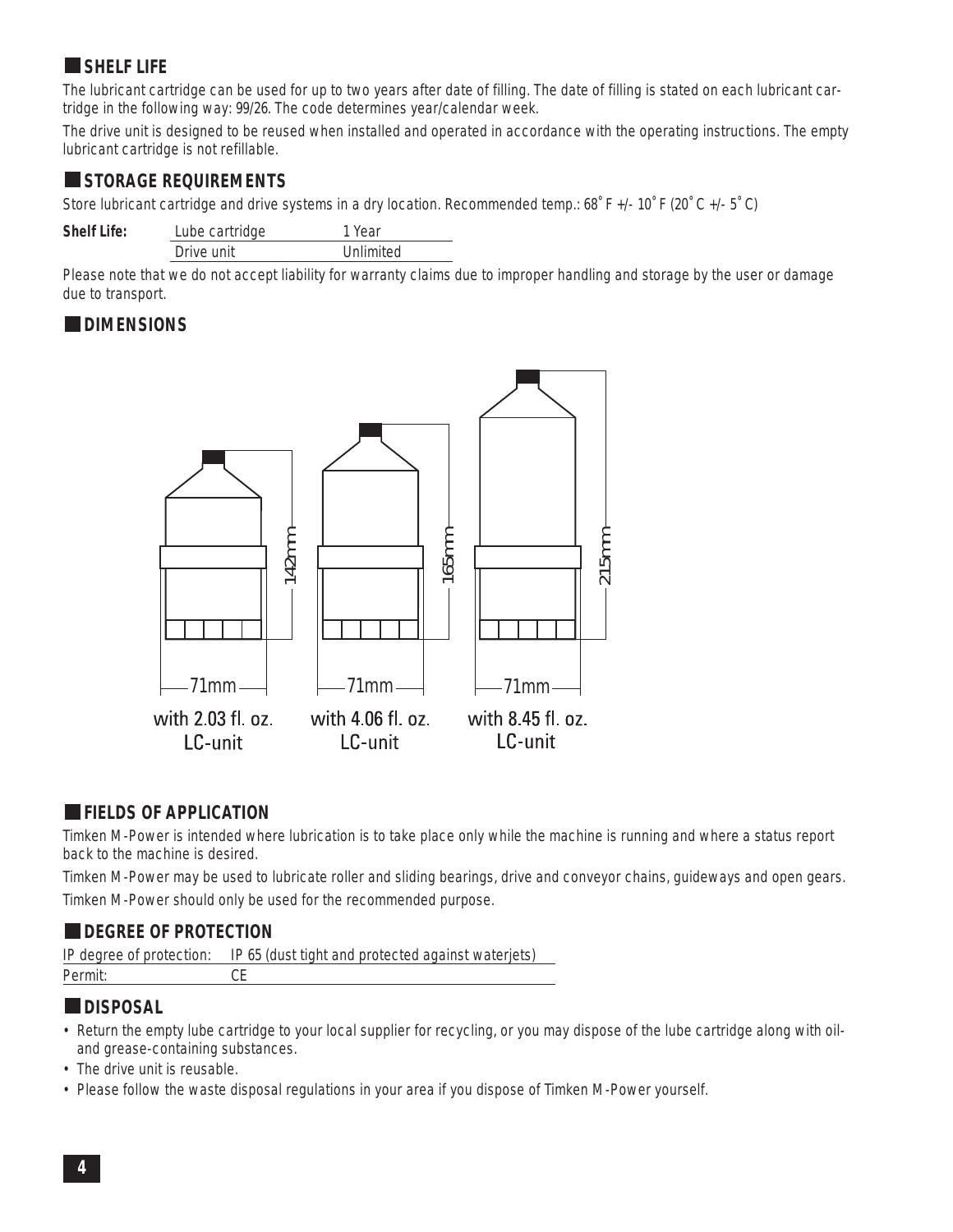## SHELF LIFE

The lubricant cartridge can be used for up to two years after date of filling. The date of filling is stated on each lubricant cartridge in the following way: 99/26. The code determines year/calendar week.

The drive unit is designed to be reused when installed and operated in accordance with the operating instructions. The empty lubricant cartridge is not refillable.

## STORAGE REQUIREMENTS

Store lubricant cartridge and drive systems in a dry location. Recommended temp.: 68˚ F +/- 10˚ F (20˚ C +/- 5˚ C)

| **Shelf Life:** | Lube cartridge | 1 Year |
|---|---|---|
| | Drive unit | Unlimited |

Please note that we do not accept liability for warranty claims due to improper handling and storage by the user or damage due to transport.

## DIMENSIONS

142mm, 71mm — with 2.03 fl. oz. LC-unit

165mm, 71mm — with 4.06 fl. oz. LC-unit

215mm, 71mm — with 8.45 fl. oz. LC-unit

## FIELDS OF APPLICATION

Timken M-Power is intended where lubrication is to take place only while the machine is running and where a status report back to the machine is desired.

Timken M-Power may be used to lubricate roller and sliding bearings, drive and conveyor chains, guideways and open gears.

Timken M-Power should only be used for the recommended purpose.

## DEGREE OF PROTECTION

| IP degree of protection: | IP 65 (dust tight and protected against waterjets) |
|---|---|
| Permit: | CE |

## DISPOSAL

- Return the empty lube cartridge to your local supplier for recycling, or you may dispose of the lube cartridge along with oil- and grease-containing substances.
- The drive unit is reusable.
- Please follow the waste disposal regulations in your area if you dispose of Timken M-Power yourself.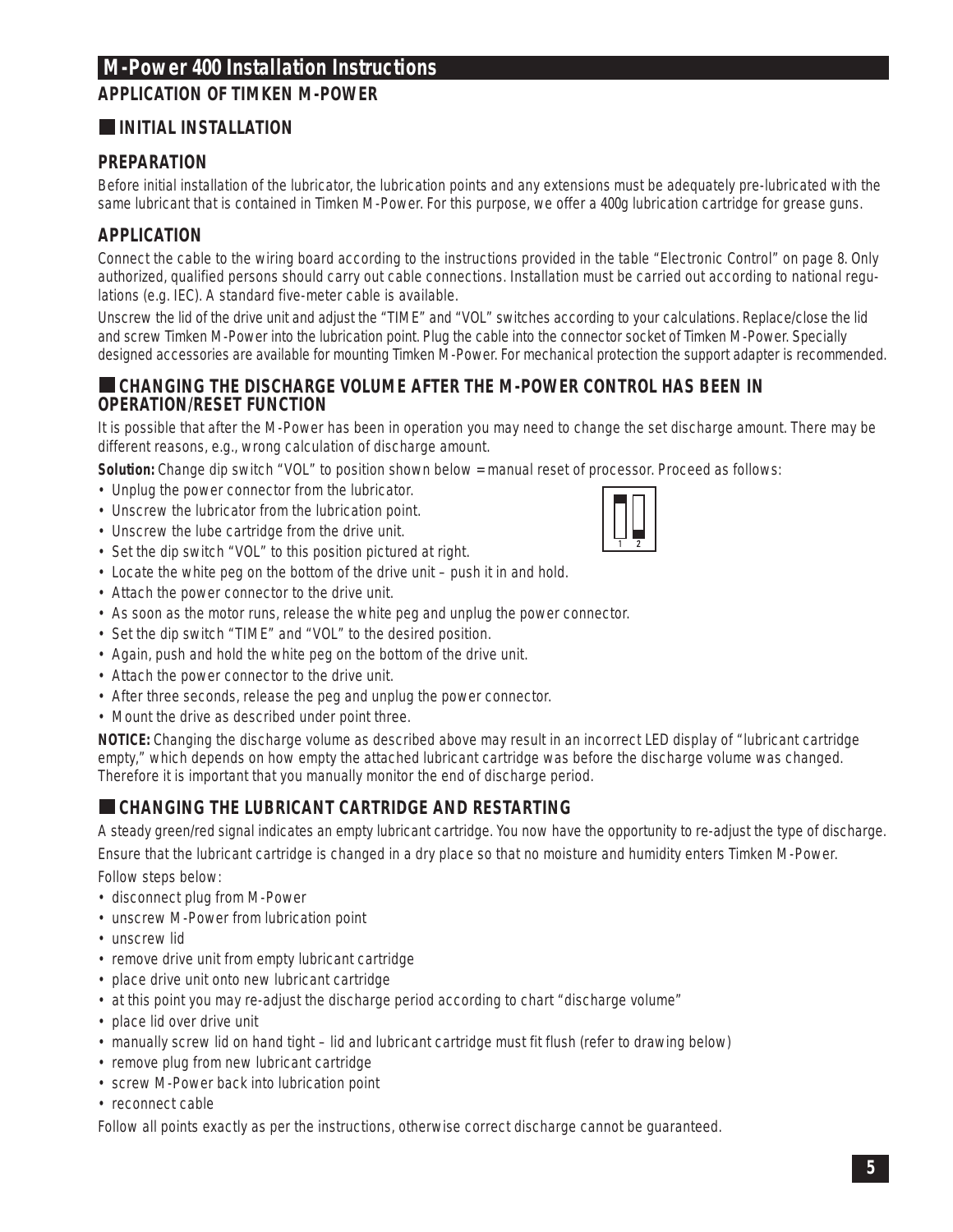## M-Power 400 Installation Instructions

### APPLICATION OF TIMKEN M-POWER

### INITIAL INSTALLATION

#### PREPARATION

Before initial installation of the lubricator, the lubrication points and any extensions must be adequately pre-lubricated with the same lubricant that is contained in Timken M-Power. For this purpose, we offer a 400g lubrication cartridge for grease guns.

#### APPLICATION

Connect the cable to the wiring board according to the instructions provided in the table "Electronic Control" on page 8. Only authorized, qualified persons should carry out cable connections. Installation must be carried out according to national regulations (e.g. IEC). A standard five-meter cable is available.

Unscrew the lid of the drive unit and adjust the "TIME" and "VOL" switches according to your calculations. Replace/close the lid and screw Timken M-Power into the lubrication point. Plug the cable into the connector socket of Timken M-Power. Specially designed accessories are available for mounting Timken M-Power. For mechanical protection the support adapter is recommended.

### CHANGING THE DISCHARGE VOLUME AFTER THE M-POWER CONTROL HAS BEEN IN OPERATION/RESET FUNCTION

It is possible that after the M-Power has been in operation you may need to change the set discharge amount. There may be different reasons, e.g., wrong calculation of discharge amount.

**Solution:** Change dip switch "VOL" to position shown below = manual reset of processor. Proceed as follows:

- Unplug the power connector from the lubricator.
- Unscrew the lubricator from the lubrication point.
- Unscrew the lube cartridge from the drive unit.
- Set the dip switch "VOL" to this position pictured at right.
- Locate the white peg on the bottom of the drive unit – push it in and hold.
- Attach the power connector to the drive unit.
- As soon as the motor runs, release the white peg and unplug the power connector.
- Set the dip switch "TIME" and "VOL" to the desired position.
- Again, push and hold the white peg on the bottom of the drive unit.
- Attach the power connector to the drive unit.
- After three seconds, release the peg and unplug the power connector.
- Mount the drive as described under point three.

1 2

**NOTICE:** Changing the discharge volume as described above may result in an incorrect LED display of "lubricant cartridge empty," which depends on how empty the attached lubricant cartridge was before the discharge volume was changed. Therefore it is important that you manually monitor the end of discharge period.

### CHANGING THE LUBRICANT CARTRIDGE AND RESTARTING

A steady green/red signal indicates an empty lubricant cartridge. You now have the opportunity to re-adjust the type of discharge.

Ensure that the lubricant cartridge is changed in a dry place so that no moisture and humidity enters Timken M-Power.

Follow steps below:

- disconnect plug from M-Power
- unscrew M-Power from lubrication point
- unscrew lid
- remove drive unit from empty lubricant cartridge
- place drive unit onto new lubricant cartridge
- at this point you may re-adjust the discharge period according to chart "discharge volume"
- place lid over drive unit
- manually screw lid on hand tight – lid and lubricant cartridge must fit flush (refer to drawing below)
- remove plug from new lubricant cartridge
- screw M-Power back into lubrication point
- reconnect cable

Follow all points exactly as per the instructions, otherwise correct discharge cannot be guaranteed.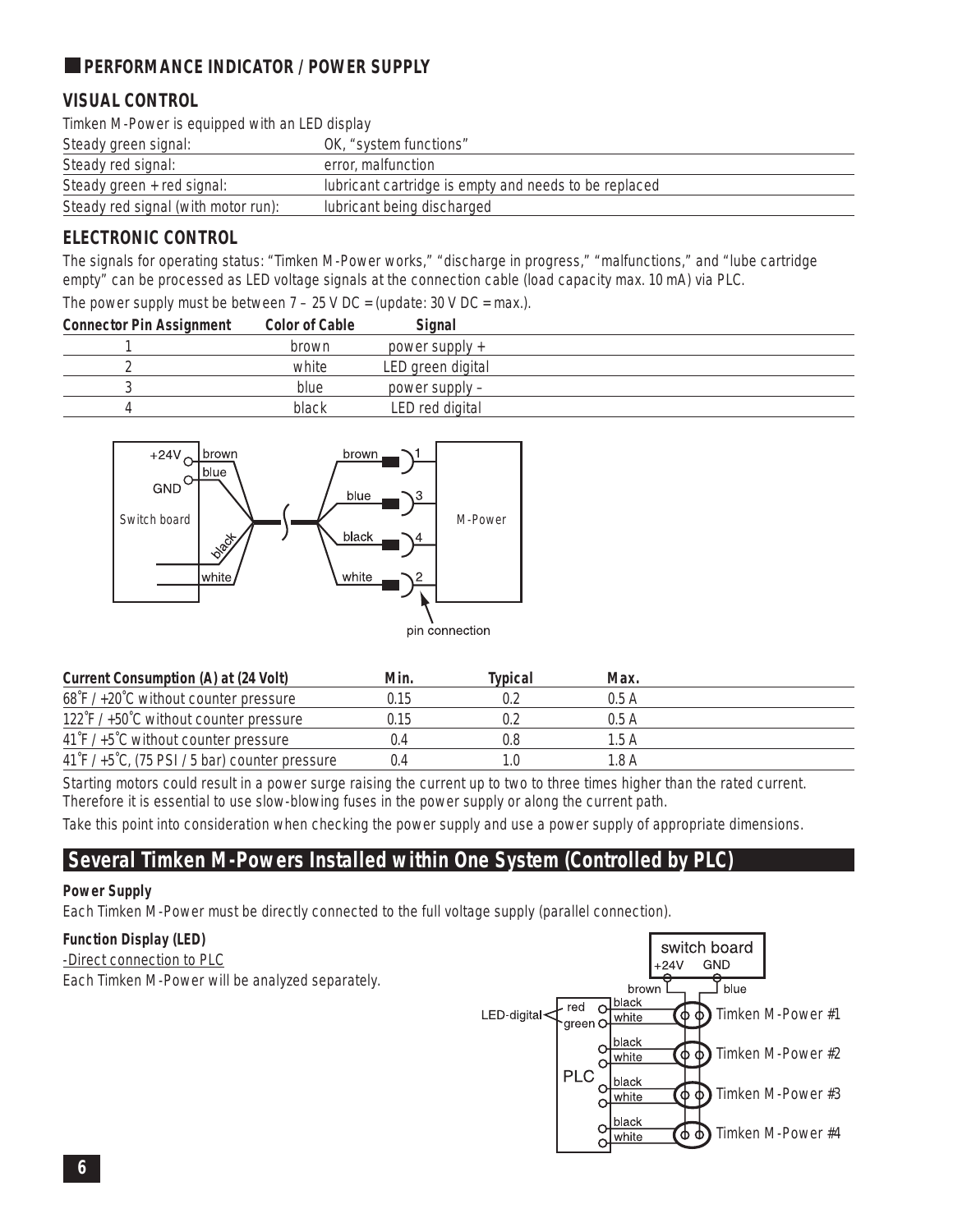## PERFORMANCE INDICATOR / POWER SUPPLY

### VISUAL CONTROL

Timken M-Power is equipped with an LED display

| | |
|---|---|
| Steady green signal: | OK, "system functions" |
| Steady red signal: | error, malfunction |
| Steady green + red signal: | lubricant cartridge is empty and needs to be replaced |
| Steady red signal (with motor run): | lubricant being discharged |

### ELECTRONIC CONTROL

The signals for operating status: "Timken M-Power works," "discharge in progress," "malfunctions," and "lube cartridge empty" can be processed as LED voltage signals at the connection cable (load capacity max. 10 mA) via PLC.

The power supply must be between 7 – 25 V DC = (update: 30 V DC = max.).

| Connector Pin Assignment | Color of Cable | Signal |
|---|---|---|
| 1 | brown | power supply + |
| 2 | white | LED green digital |
| 3 | blue | power supply – |
| 4 | black | LED red digital |

| Current Consumption (A) at (24 Volt) | Min. | Typical | Max. |
|---|---|---|---|
| 68˚F / +20˚C without counter pressure | 0.15 | 0.2 | 0.5 A |
| 122˚F / +50˚C without counter pressure | 0.15 | 0.2 | 0.5 A |
| 41˚F / +5˚C without counter pressure | 0.4 | 0.8 | 1.5 A |
| 41˚F / +5˚C, (75 PSI / 5 bar) counter pressure | 0.4 | 1.0 | 1.8 A |

Starting motors could result in a power surge raising the current up to two to three times higher than the rated current. Therefore it is essential to use slow-blowing fuses in the power supply or along the current path.

Take this point into consideration when checking the power supply and use a power supply of appropriate dimensions.

## Several Timken M-Powers Installed within One System (Controlled by PLC)

**Power Supply**

Each Timken M-Power must be directly connected to the full voltage supply (parallel connection).

**Function Display (LED)**

-Direct connection to PLC

Each Timken M-Power will be analyzed separately.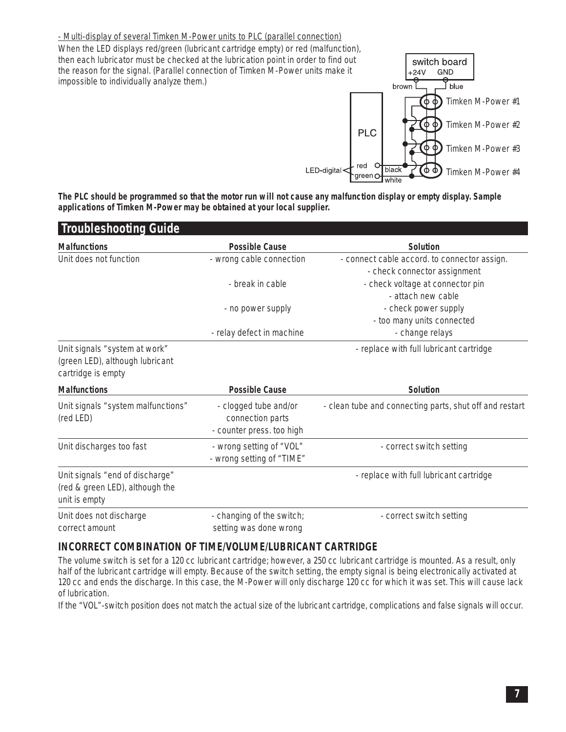- Multi-display of several Timken M-Power units to PLC (parallel connection)

When the LED displays red/green (lubricant cartridge empty) or red (malfunction), then each lubricator must be checked at the lubrication point in order to find out the reason for the signal. (Parallel connection of Timken M-Power units make it impossible to individually analyze them.)

switch board
+24V GND
brown blue
PLC
Timken M-Power #1
Timken M-Power #2
Timken M-Power #3
Timken M-Power #4
LED-digital red green black white

**The PLC should be programmed so that the motor run will not cause any malfunction display or empty display. Sample applications of Timken M-Power may be obtained at your local supplier.**

## Troubleshooting Guide

| Malfunctions | Possible Cause | Solution |
|---|---|---|
| Unit does not function | - wrong cable connection | - connect cable accord. to connector assign.<br>- check connector assignment |
| | - break in cable | - check voltage at connector pin<br>- attach new cable |
| | - no power supply | - check power supply<br>- too many units connected |
| | - relay defect in machine | - change relays |
| Unit signals "system at work" (green LED), although lubricant cartridge is empty | | - replace with full lubricant cartridge |

| Malfunctions | Possible Cause | Solution |
|---|---|---|
| Unit signals "system malfunctions" (red LED) | - clogged tube and/or connection parts<br>- counter press. too high | - clean tube and connecting parts, shut off and restart |
| Unit discharges too fast | - wrong setting of "VOL"<br>- wrong setting of "TIME" | - correct switch setting |
| Unit signals "end of discharge" (red & green LED), although the unit is empty | | - replace with full lubricant cartridge |
| Unit does not discharge correct amount | - changing of the switch; setting was done wrong | - correct switch setting |

### INCORRECT COMBINATION OF TIME/VOLUME/LUBRICANT CARTRIDGE

The volume switch is set for a 120 cc lubricant cartridge; however, a 250 cc lubricant cartridge is mounted. As a result, only half of the lubricant cartridge will empty. Because of the switch setting, the empty signal is being electronically activated at 120 cc and ends the discharge. In this case, the M-Power will only discharge 120 cc for which it was set. This will cause lack of lubrication.

If the "VOL"-switch position does not match the actual size of the lubricant cartridge, complications and false signals will occur.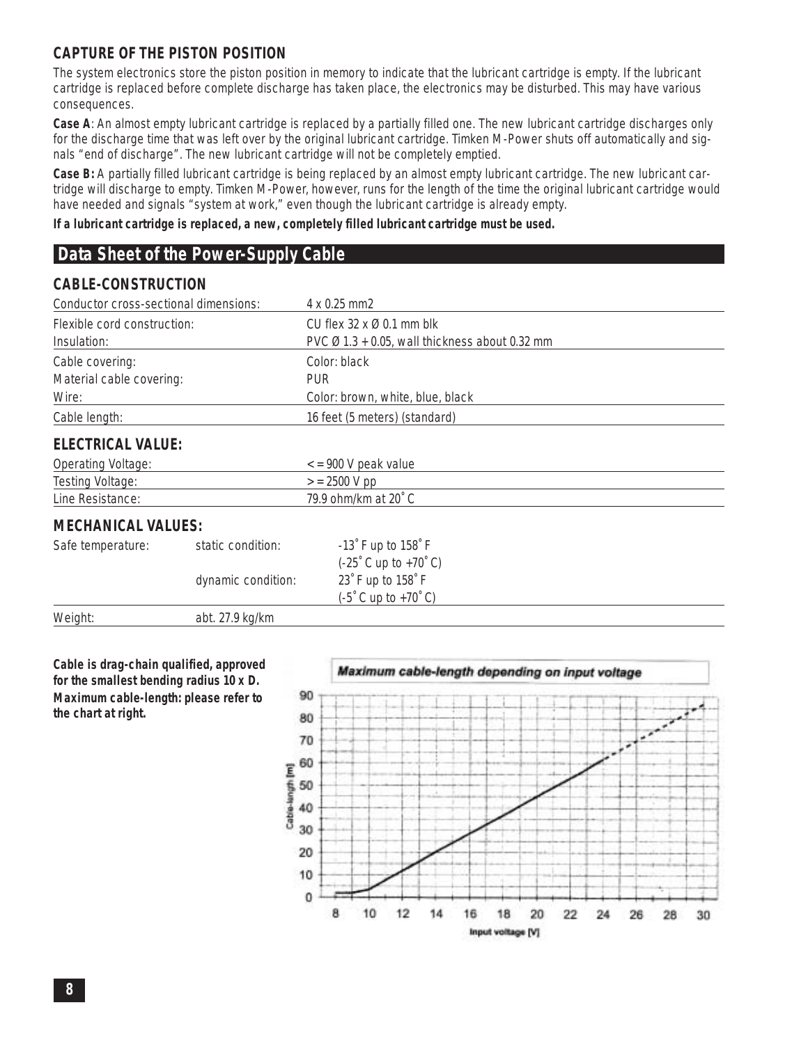### CAPTURE OF THE PISTON POSITION

The system electronics store the piston position in memory to indicate that the lubricant cartridge is empty. If the lubricant cartridge is replaced before complete discharge has taken place, the electronics may be disturbed. This may have various consequences.

**Case A**: An almost empty lubricant cartridge is replaced by a partially filled one. The new lubricant cartridge discharges only for the discharge time that was left over by the original lubricant cartridge. Timken M-Power shuts off automatically and signals "end of discharge". The new lubricant cartridge will not be completely emptied.

**Case B:** A partially filled lubricant cartridge is being replaced by an almost empty lubricant cartridge. The new lubricant cartridge will discharge to empty. Timken M-Power, however, runs for the length of the time the original lubricant cartridge would have needed and signals "system at work," even though the lubricant cartridge is already empty.

**If a lubricant cartridge is replaced, a new, completely filled lubricant cartridge must be used.**

## Data Sheet of the Power-Supply Cable

### CABLE-CONSTRUCTION

| | |
|---|---|
| Conductor cross-sectional dimensions: | 4 x 0.25 mm2 |
| Flexible cord construction: | CU flex 32 x Ø 0.1 mm blk |
| Insulation: | PVC Ø 1.3 + 0.05, wall thickness about 0.32 mm |
| Cable covering: | Color: black |
| Material cable covering: | PUR |
| Wire: | Color: brown, white, blue, black |
| Cable length: | 16 feet (5 meters) (standard) |

### ELECTRICAL VALUE:

| | |
|---|---|
| Operating Voltage: | <= 900 V peak value |
| Testing Voltage: | >= 2500 V pp |
| Line Resistance: | 79.9 ohm/km at 20˚ C |

### MECHANICAL VALUES:

| | | |
|---|---|---|
| Safe temperature: | static condition: | -13˚ F up to 158˚ F (-25˚ C up to +70˚ C) |
| | dynamic condition: | 23˚ F up to 158˚ F (-5˚ C up to +70˚ C) |
| Weight: | abt. 27.9 kg/km | |

**Cable is drag-chain qualified, approved for the smallest bending radius 10 x D. Maximum cable-length: please refer to the chart at right.**

Maximum cable-length depending on input voltage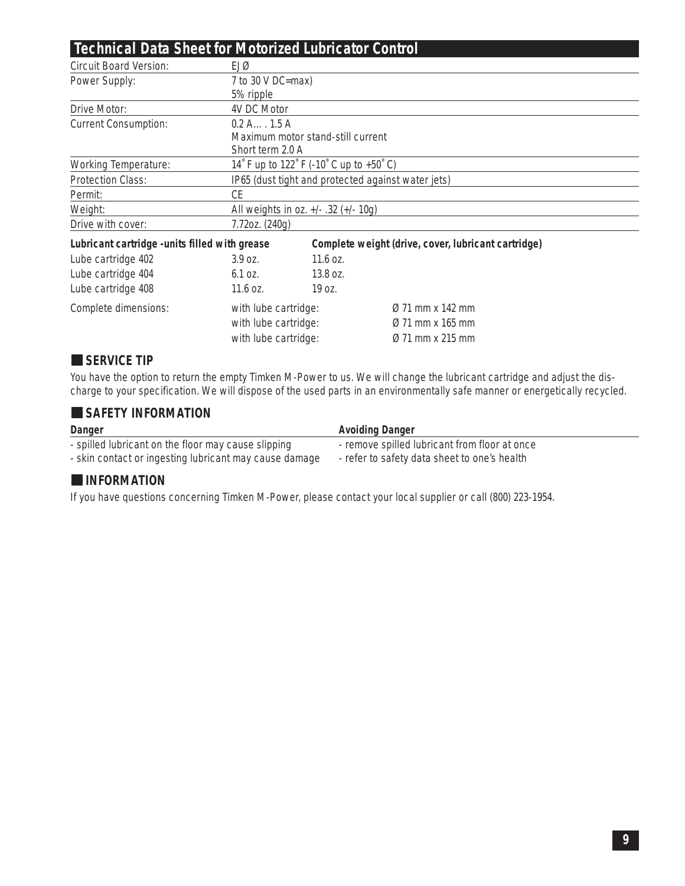## Technical Data Sheet for Motorized Lubricator Control

| | |
|---|---|
| Circuit Board Version: | EJØ |
| Power Supply: | 7 to 30 V DC=max)<br>5% ripple |
| Drive Motor: | 4V DC Motor |
| Current Consumption: | 0.2 A… . 1.5 A<br>Maximum motor stand-still current<br>Short term 2.0 A |
| Working Temperature: | 14˚F up to 122˚F (-10˚C up to +50˚C) |
| Protection Class: | IP65 (dust tight and protected against water jets) |
| Permit: | CE |
| Weight: | All weights in oz. +/- .32 (+/- 10g) |
| Drive with cover: | 7.72oz. (240g) |

| **Lubricant cartridge -units filled with grease** | | **Complete weight (drive, cover, lubricant cartridge)** |
|---|---|---|
| Lube cartridge 402 | 3.9 oz. | 11.6 oz. |
| Lube cartridge 404 | 6.1 oz. | 13.8 oz. |
| Lube cartridge 408 | 11.6 oz. | 19 oz. |

| | | |
|---|---|---|
| Complete dimensions: | with lube cartridge: | Ø 71 mm x 142 mm |
| | with lube cartridge: | Ø 71 mm x 165 mm |
| | with lube cartridge: | Ø 71 mm x 215 mm |

### SERVICE TIP

You have the option to return the empty Timken M-Power to us. We will change the lubricant cartridge and adjust the discharge to your specification. We will dispose of the used parts in an environmentally safe manner or energetically recycled.

### SAFETY INFORMATION

| **Danger** | **Avoiding Danger** |
|---|---|
| - spilled lubricant on the floor may cause slipping | - remove spilled lubricant from floor at once |
| - skin contact or ingesting lubricant may cause damage | - refer to safety data sheet to one's health |

### INFORMATION

If you have questions concerning Timken M-Power, please contact your local supplier or call (800) 223-1954.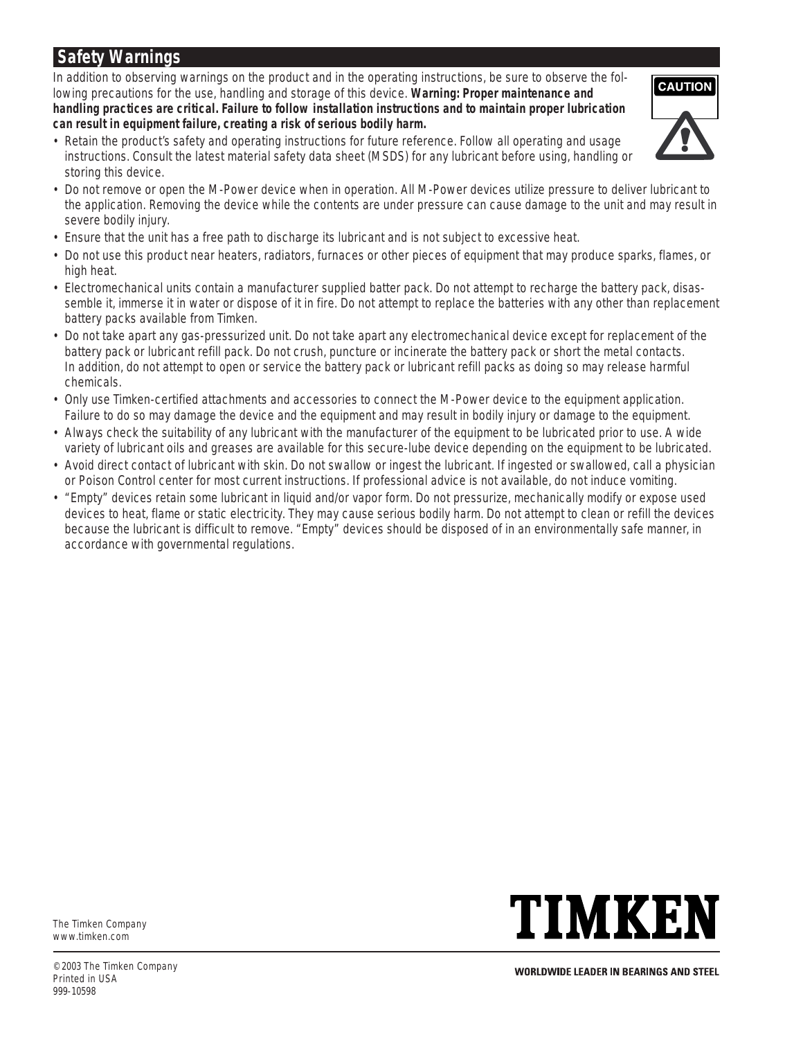## Safety Warnings

In addition to observing warnings on the product and in the operating instructions, be sure to observe the following precautions for the use, handling and storage of this device. **Warning: Proper maintenance and handling practices are critical. Failure to follow installation instructions and to maintain proper lubrication can result in equipment failure, creating a risk of serious bodily harm.**

CAUTION

- Retain the product's safety and operating instructions for future reference. Follow all operating and usage instructions. Consult the latest material safety data sheet (MSDS) for any lubricant before using, handling or storing this device.
- Do not remove or open the M-Power device when in operation. All M-Power devices utilize pressure to deliver lubricant to the application. Removing the device while the contents are under pressure can cause damage to the unit and may result in severe bodily injury.
- Ensure that the unit has a free path to discharge its lubricant and is not subject to excessive heat.
- Do not use this product near heaters, radiators, furnaces or other pieces of equipment that may produce sparks, flames, or high heat.
- Electromechanical units contain a manufacturer supplied batter pack. Do not attempt to recharge the battery pack, disassemble it, immerse it in water or dispose of it in fire. Do not attempt to replace the batteries with any other than replacement battery packs available from Timken.
- Do not take apart any gas-pressurized unit. Do not take apart any electromechanical device except for replacement of the battery pack or lubricant refill pack. Do not crush, puncture or incinerate the battery pack or short the metal contacts. In addition, do not attempt to open or service the battery pack or lubricant refill packs as doing so may release harmful chemicals.
- Only use Timken-certified attachments and accessories to connect the M-Power device to the equipment application. Failure to do so may damage the device and the equipment and may result in bodily injury or damage to the equipment.
- Always check the suitability of any lubricant with the manufacturer of the equipment to be lubricated prior to use. A wide variety of lubricant oils and greases are available for this secure-lube device depending on the equipment to be lubricated.
- Avoid direct contact of lubricant with skin. Do not swallow or ingest the lubricant. If ingested or swallowed, call a physician or Poison Control center for most current instructions. If professional advice is not available, do not induce vomiting.
- "Empty" devices retain some lubricant in liquid and/or vapor form. Do not pressurize, mechanically modify or expose used devices to heat, flame or static electricity. They may cause serious bodily harm. Do not attempt to clean or refill the devices because the lubricant is difficult to remove. "Empty" devices should be disposed of in an environmentally safe manner, in accordance with governmental regulations.

The Timken Company
www.timken.com

TIMKEN

WORLDWIDE LEADER IN BEARINGS AND STEEL

©2003 The Timken Company
Printed in USA
999-10598